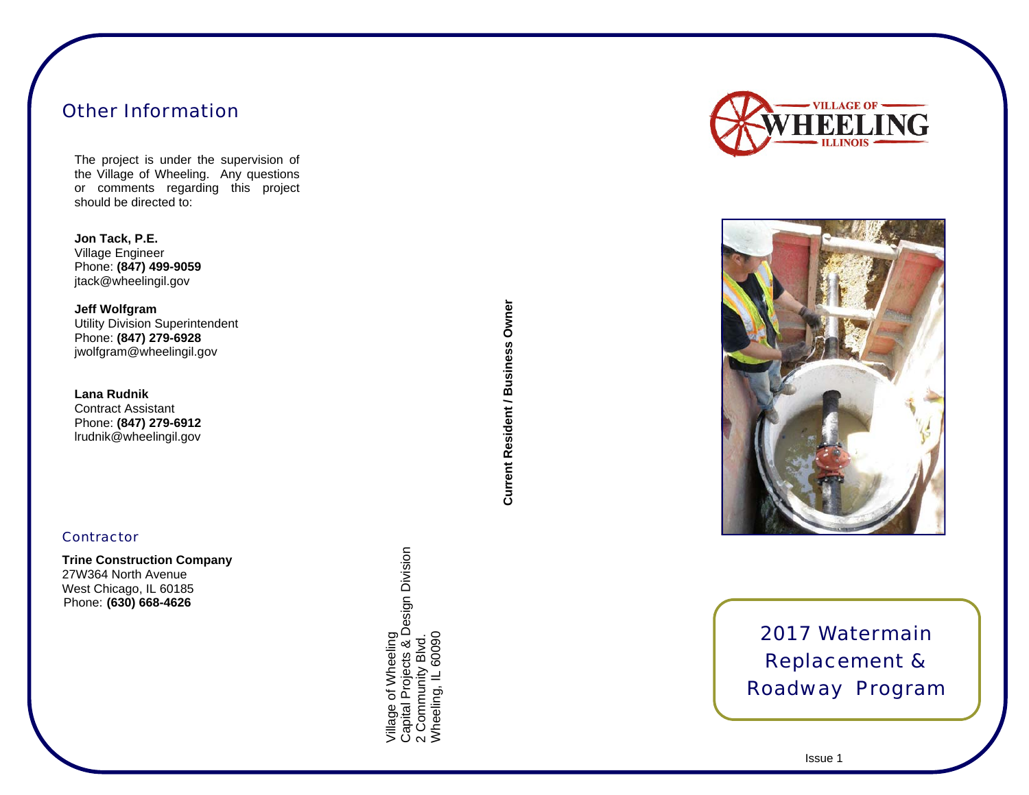## Other Information

The project is under the supervision of the Village of Wheeling. Any questions or comments regarding this project should be directed to:

**Jon Tack, P.E.**
Village Engineer
Phone: **(847) 499-9059**
jtack@wheelingil.gov

**Jeff Wolfgram**
Utility Division Superintendent
Phone: **(847) 279-6928**
jwolfgram@wheelingil.gov

**Lana Rudnik**
Contract Assistant
Phone: **(847) 279-6912**
lrudnik@wheelingil.gov

### Contractor

**Trine Construction Company**
27W364 North Avenue
West Chicago, IL 60185
Phone: **(630) 668-4626**

Village of Wheeling
Capital Projects & Design Division
2 Community Blvd.
Wheeling, IL 60090

**Current Resident / Business Owner**

VILLAGE OF WHEELING ILLINOIS

# 2017 Watermain Replacement & Roadway Program

Issue 1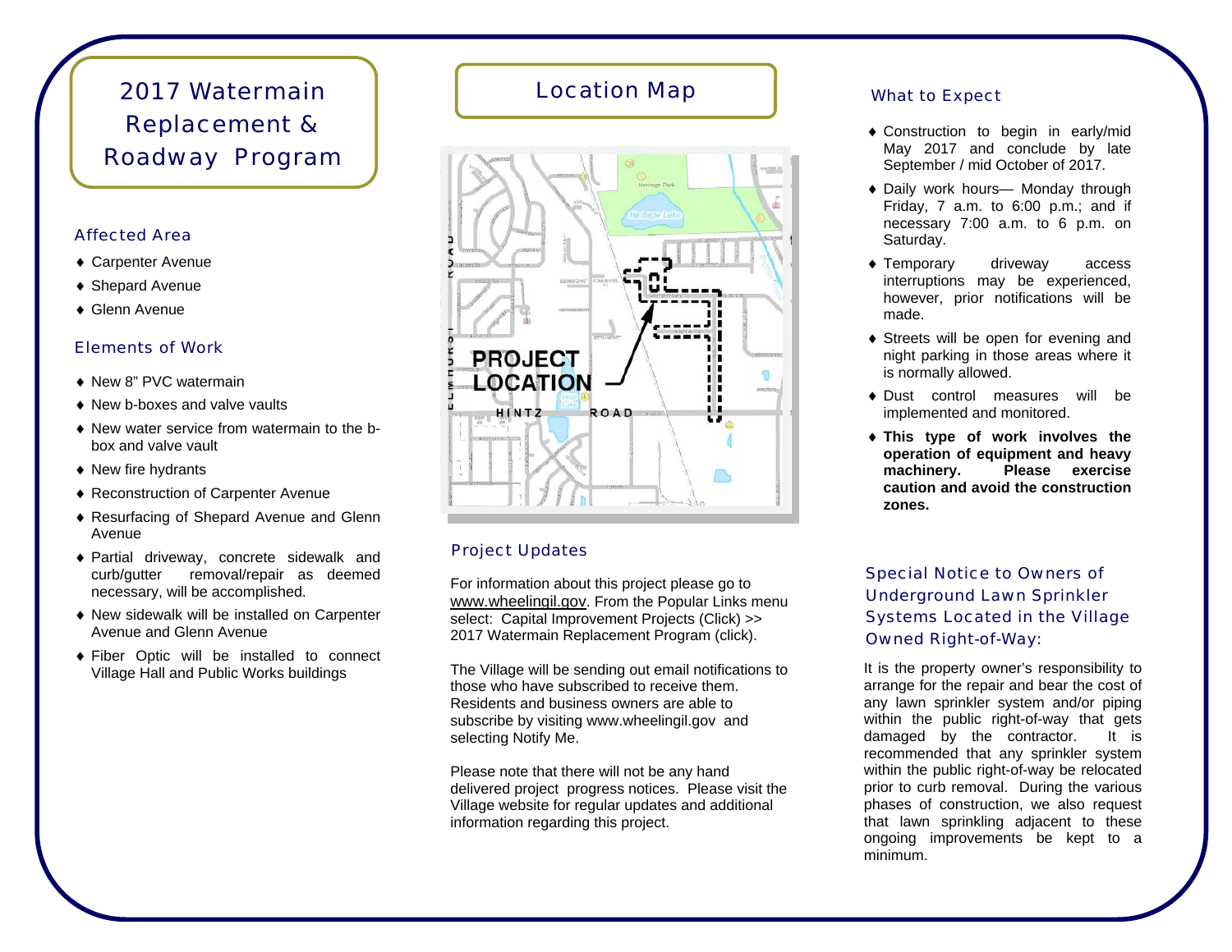# 2017 Watermain Replacement & Roadway Program

## Affected Area

- Carpenter Avenue
- Shepard Avenue
- Glenn Avenue

## Elements of Work

- New 8" PVC watermain
- New b-boxes and valve vaults
- New water service from watermain to the b-box and valve vault
- New fire hydrants
- Reconstruction of Carpenter Avenue
- Resurfacing of Shepard Avenue and Glenn Avenue
- Partial driveway, concrete sidewalk and curb/gutter removal/repair as deemed necessary, will be accomplished.
- New sidewalk will be installed on Carpenter Avenue and Glenn Avenue
- Fiber Optic will be installed to connect Village Hall and Public Works buildings

## Location Map

PROJECT LOCATION

HINTZ ROAD

ELMHURST ROAD

Heritage Park

Heritage Lake

## Project Updates

For information about this project please go to www.wheelingil.gov. From the Popular Links menu select: Capital Improvement Projects (Click) >> 2017 Watermain Replacement Program (click).

The Village will be sending out email notifications to those who have subscribed to receive them. Residents and business owners are able to subscribe by visiting www.wheelingil.gov and selecting Notify Me.

Please note that there will not be any hand delivered project progress notices. Please visit the Village website for regular updates and additional information regarding this project.

## What to Expect

- Construction to begin in early/mid May 2017 and conclude by late September / mid October of 2017.
- Daily work hours— Monday through Friday, 7 a.m. to 6:00 p.m.; and if necessary 7:00 a.m. to 6 p.m. on Saturday.
- Temporary driveway access interruptions may be experienced, however, prior notifications will be made.
- Streets will be open for evening and night parking in those areas where it is normally allowed.
- Dust control measures will be implemented and monitored.
- **This type of work involves the operation of equipment and heavy machinery. Please exercise caution and avoid the construction zones.**

## Special Notice to Owners of Underground Lawn Sprinkler Systems Located in the Village Owned Right-of-Way:

It is the property owner's responsibility to arrange for the repair and bear the cost of any lawn sprinkler system and/or piping within the public right-of-way that gets damaged by the contractor. It is recommended that any sprinkler system within the public right-of-way be relocated prior to curb removal. During the various phases of construction, we also request that lawn sprinkling adjacent to these ongoing improvements be kept to a minimum.